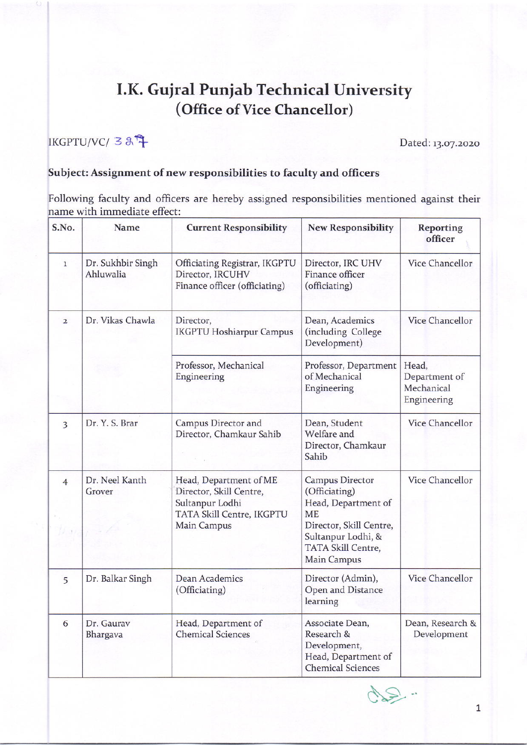# I.K. Gujral Punjab Technical University
## (Office of Vice Chancellor)

IKGPTU/VC/ 387

Dated: 13.07.2020

**Subject: Assignment of new responsibilities to faculty and officers**

Following faculty and officers are hereby assigned responsibilities mentioned against their name with immediate effect:

| S.No. | Name | Current Responsibility | New Responsibility | Reporting officer |
|---|---|---|---|---|
| 1 | Dr. Sukhbir Singh Ahluwalia | Officiating Registrar, IKGPTU<br>Director, IRCUHV<br>Finance officer (officiating) | Director, IRC UHV<br>Finance officer (officiating) | Vice Chancellor |
| 2 | Dr. Vikas Chawla | Director, IKGPTU Hoshiarpur Campus | Dean, Academics (including College Development) | Vice Chancellor |
| | | Professor, Mechanical Engineering | Professor, Department of Mechanical Engineering | Head, Department of Mechanical Engineering |
| 3 | Dr. Y. S. Brar | Campus Director and Director, Chamkaur Sahib | Dean, Student Welfare and Director, Chamkaur Sahib | Vice Chancellor |
| 4 | Dr. Neel Kanth Grover | Head, Department of ME<br>Director, Skill Centre, Sultanpur Lodhi<br>TATA Skill Centre, IKGPTU Main Campus | Campus Director (Officiating)<br>Head, Department of ME<br>Director, Skill Centre, Sultanpur Lodhi, & TATA Skill Centre, Main Campus | Vice Chancellor |
| 5 | Dr. Balkar Singh | Dean Academics (Officiating) | Director (Admin), Open and Distance learning | Vice Chancellor |
| 6 | Dr. Gaurav Bhargava | Head, Department of Chemical Sciences | Associate Dean, Research & Development,<br>Head, Department of Chemical Sciences | Dean, Research & Development |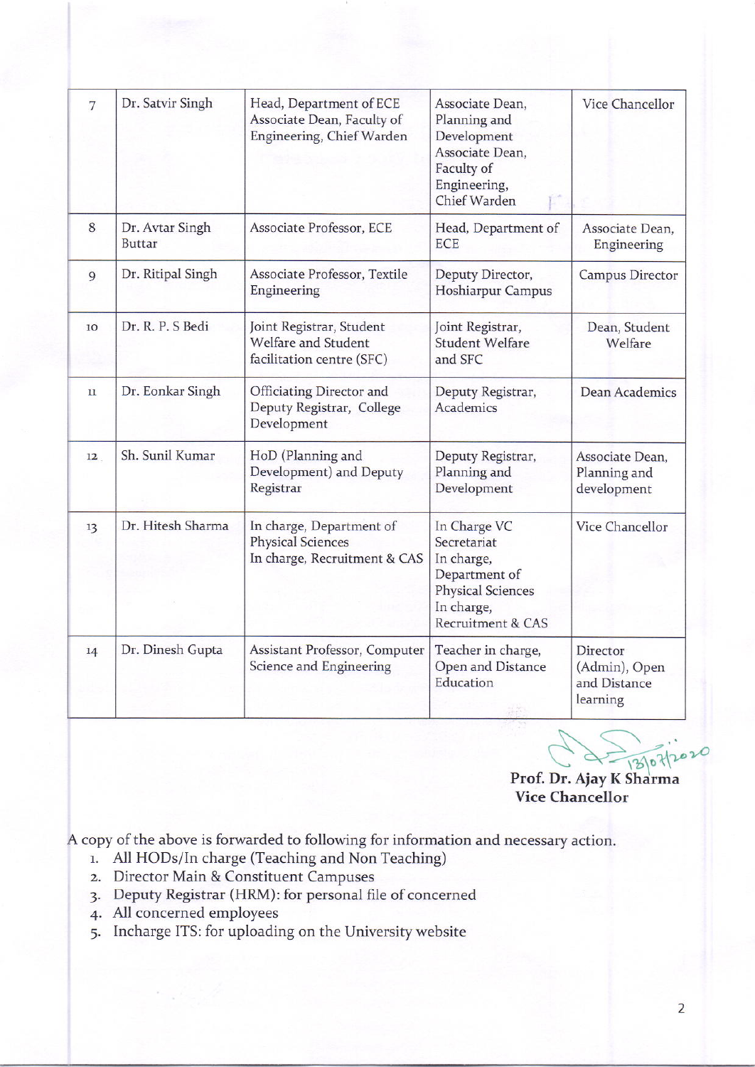| | | | | |
|---|---|---|---|---|
| 7 | Dr. Satvir Singh | Head, Department of ECE Associate Dean, Faculty of Engineering, Chief Warden | Associate Dean, Planning and Development Associate Dean, Faculty of Engineering, Chief Warden | Vice Chancellor |
| 8 | Dr. Avtar Singh Buttar | Associate Professor, ECE | Head, Department of ECE | Associate Dean, Engineering |
| 9 | Dr. Ritipal Singh | Associate Professor, Textile Engineering | Deputy Director, Hoshiarpur Campus | Campus Director |
| 10 | Dr. R. P. S Bedi | Joint Registrar, Student Welfare and Student facilitation centre (SFC) | Joint Registrar, Student Welfare and SFC | Dean, Student Welfare |
| 11 | Dr. Eonkar Singh | Officiating Director and Deputy Registrar, College Development | Deputy Registrar, Academics | Dean Academics |
| 12 | Sh. Sunil Kumar | HoD (Planning and Development) and Deputy Registrar | Deputy Registrar, Planning and Development | Associate Dean, Planning and development |
| 13 | Dr. Hitesh Sharma | In charge, Department of Physical Sciences In charge, Recruitment & CAS | In Charge VC Secretariat In charge, Department of Physical Sciences In charge, Recruitment & CAS | Vice Chancellor |
| 14 | Dr. Dinesh Gupta | Assistant Professor, Computer Science and Engineering | Teacher in charge, Open and Distance Education | Director (Admin), Open and Distance learning |

13/07/2020

**Prof. Dr. Ajay K Sharma**
**Vice Chancellor**

A copy of the above is forwarded to following for information and necessary action.

1. All HODs/In charge (Teaching and Non Teaching)
2. Director Main & Constituent Campuses
3. Deputy Registrar (HRM): for personal file of concerned
4. All concerned employees
5. Incharge ITS: for uploading on the University website